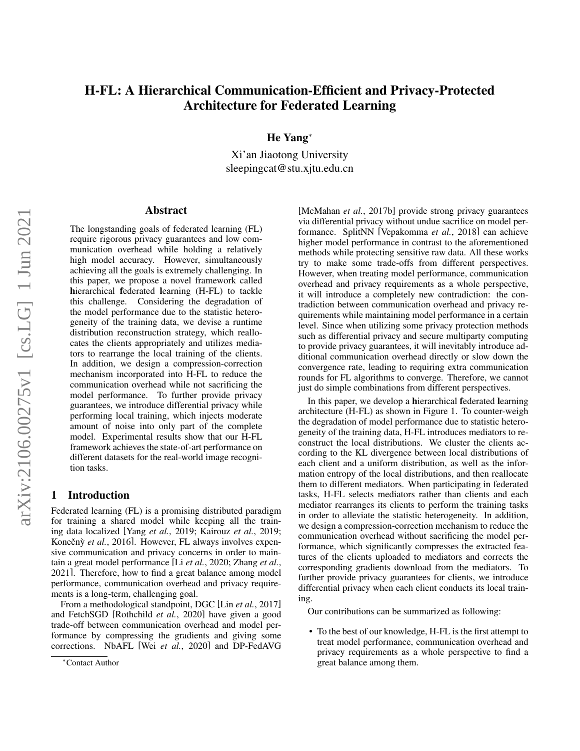# H-FL: A Hierarchical Communication-Efficient and Privacy-Protected Architecture for Federated Learning

**He Yang**[*]

Xi'an Jiaotong University
sleepingcat@stu.xjtu.edu.cn

## Abstract

The longstanding goals of federated learning (FL) require rigorous privacy guarantees and low communication overhead while holding a relatively high model accuracy. However, simultaneously achieving all the goals is extremely challenging. In this paper, we propose a novel framework called **h**ierarchical **f**ederated **l**earning (H-FL) to tackle this challenge. Considering the degradation of the model performance due to the statistic heterogeneity of the training data, we devise a runtime distribution reconstruction strategy, which reallocates the clients appropriately and utilizes mediators to rearrange the local training of the clients. In addition, we design a compression-correction mechanism incorporated into H-FL to reduce the communication overhead while not sacrificing the model performance. To further provide privacy guarantees, we introduce differential privacy while performing local training, which injects moderate amount of noise into only part of the complete model. Experimental results show that our H-FL framework achieves the state-of-art performance on different datasets for the real-world image recognition tasks.

## 1 Introduction

Federated learning (FL) is a promising distributed paradigm for training a shared model while keeping all the training data localized [Yang *et al.*, 2019; Kairouz *et al.*, 2019; Konečnỳ *et al.*, 2016]. However, FL always involves expensive communication and privacy concerns in order to maintain a great model performance [Li *et al.*, 2020; Zhang *et al.*, 2021]. Therefore, how to find a great balance among model performance, communication overhead and privacy requirements is a long-term, challenging goal.

From a methodological standpoint, DGC [Lin *et al.*, 2017] and FetchSGD [Rothchild *et al.*, 2020] have given a good trade-off between communication overhead and model performance by compressing the gradients and giving some corrections. NbAFL [Wei *et al.*, 2020] and DP-FedAVG [McMahan *et al.*, 2017b] provide strong privacy guarantees via differential privacy without undue sacrifice on model performance. SplitNN [Vepakomma *et al.*, 2018] can achieve higher model performance in contrast to the aforementioned methods while protecting sensitive raw data. All these works try to make some trade-offs from different perspectives. However, when treating model performance, communication overhead and privacy requirements as a whole perspective, it will introduce a completely new contradiction: the contradiction between communication overhead and privacy requirements while maintaining model performance in a certain level. Since when utilizing some privacy protection methods such as differential privacy and secure multiparty computing to provide privacy guarantees, it will inevitably introduce additional communication overhead directly or slow down the convergence rate, leading to requiring extra communication rounds for FL algorithms to converge. Therefore, we cannot just do simple combinations from different perspectives.

In this paper, we develop a **h**ierarchical **f**ederated **l**earning architecture (H-FL) as shown in Figure 1. To counter-weigh the degradation of model performance due to statistic heterogeneity of the training data, H-FL introduces mediators to reconstruct the local distributions. We cluster the clients according to the KL divergence between local distributions of each client and a uniform distribution, as well as the information entropy of the local distributions, and then reallocate them to different mediators. When participating in federated tasks, H-FL selects mediators rather than clients and each mediator rearranges its clients to perform the training tasks in order to alleviate the statistic heterogeneity. In addition, we design a compression-correction mechanism to reduce the communication overhead without sacrificing the model performance, which significantly compresses the extracted features of the clients uploaded to mediators and corrects the corresponding gradients download from the mediators. To further provide privacy guarantees for clients, we introduce differential privacy when each client conducts its local training.

Our contributions can be summarized as following:

- To the best of our knowledge, H-FL is the first attempt to treat model performance, communication overhead and privacy requirements as a whole perspective to find a great balance among them.

[*]Contact Author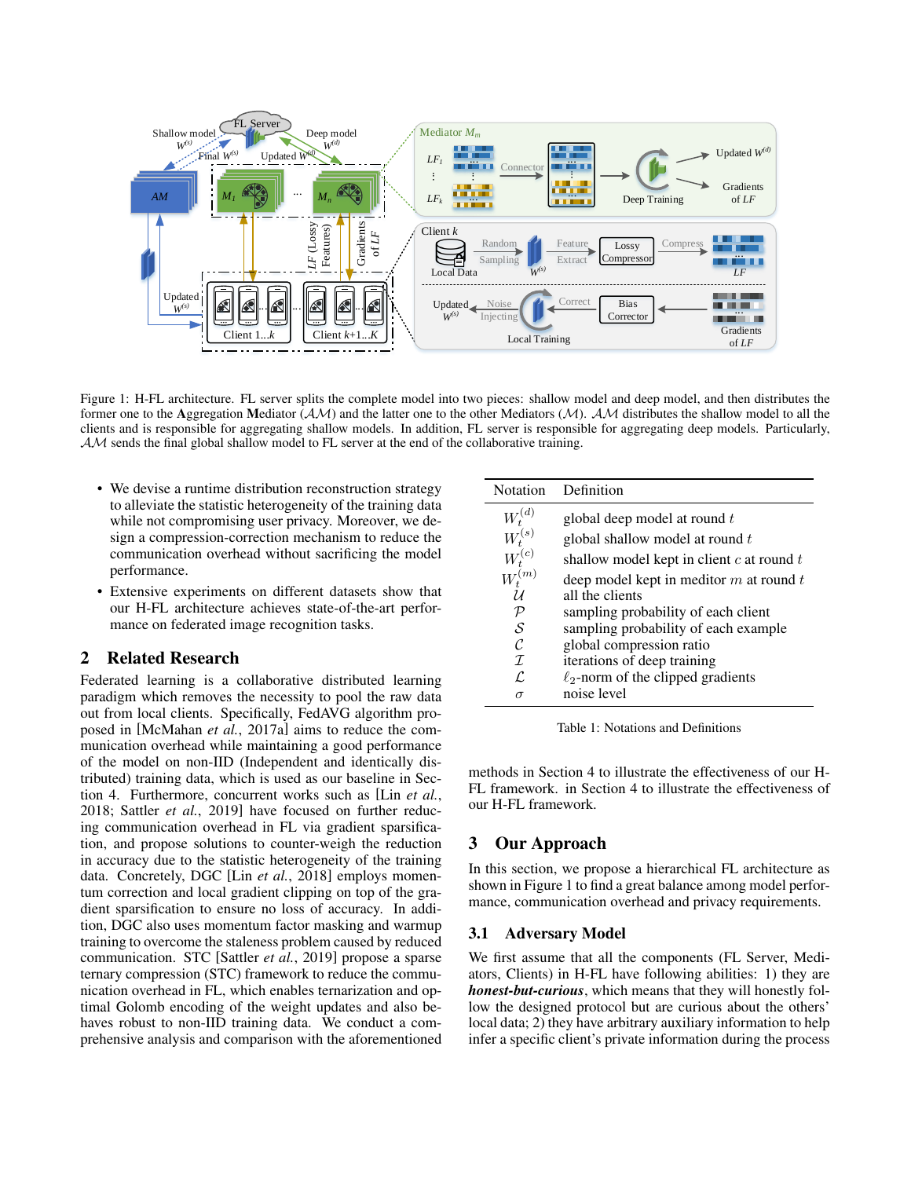Figure 1: H-FL architecture. FL server splits the complete model into two pieces: shallow model and deep model, and then distributes the former one to the **A**ggregation **M**ediator ($\mathcal{AM}$) and the latter one to the other Mediators ($\mathcal{M}$). $\mathcal{AM}$ distributes the shallow model to all the clients and is responsible for aggregating shallow models. In addition, FL server is responsible for aggregating deep models. Particularly, $\mathcal{AM}$ sends the final global shallow model to FL server at the end of the collaborative training.

- We devise a runtime distribution reconstruction strategy to alleviate the statistic heterogeneity of the training data while not compromising user privacy. Moreover, we design a compression-correction mechanism to reduce the communication overhead without sacrificing the model performance.
- Extensive experiments on different datasets show that our H-FL architecture achieves state-of-the-art performance on federated image recognition tasks.

## 2 Related Research

Federated learning is a collaborative distributed learning paradigm which removes the necessity to pool the raw data out from local clients. Specifically, FedAVG algorithm proposed in [McMahan *et al.*, 2017a] aims to reduce the communication overhead while maintaining a good performance of the model on non-IID (Independent and identically distributed) training data, which is used as our baseline in Section 4. Furthermore, concurrent works such as [Lin *et al.*, 2018; Sattler *et al.*, 2019] have focused on further reducing communication overhead in FL via gradient sparsification, and propose solutions to counter-weigh the reduction in accuracy due to the statistic heterogeneity of the training data. Concretely, DGC [Lin *et al.*, 2018] employs momentum correction and local gradient clipping on top of the gradient sparsification to ensure no loss of accuracy. In addition, DGC also uses momentum factor masking and warmup training to overcome the staleness problem caused by reduced communication. STC [Sattler *et al.*, 2019] propose a sparse ternary compression (STC) framework to reduce the communication overhead in FL, which enables ternarization and optimal Golomb encoding of the weight updates and also behaves robust to non-IID training data. We conduct a comprehensive analysis and comparison with the aforementioned methods in Section 4 to illustrate the effectiveness of our H-FL framework. in Section 4 to illustrate the effectiveness of our H-FL framework.

| Notation | Definition |
|---|---|
| $W_t^{(d)}$ | global deep model at round $t$ |
| $W_t^{(s)}$ | global shallow model at round $t$ |
| $W_t^{(c)}$ | shallow model kept in client $c$ at round $t$ |
| $W_t^{(m)}$ | deep model kept in meditor $m$ at round $t$ |
| $\mathcal{U}$ | all the clients |
| $\mathcal{P}$ | sampling probability of each client |
| $\mathcal{S}$ | sampling probability of each example |
| $\mathcal{C}$ | global compression ratio |
| $\mathcal{I}$ | iterations of deep training |
| $\mathcal{L}$ | $\ell_2$-norm of the clipped gradients |
| $\sigma$ | noise level |

Table 1: Notations and Definitions

## 3 Our Approach

In this section, we propose a hierarchical FL architecture as shown in Figure 1 to find a great balance among model performance, communication overhead and privacy requirements.

### 3.1 Adversary Model

We first assume that all the components (FL Server, Mediators, Clients) in H-FL have following abilities: 1) they are ***honest-but-curious***, which means that they will honestly follow the designed protocol but are curious about the others' local data; 2) they have arbitrary auxiliary information to help infer a specific client's private information during the process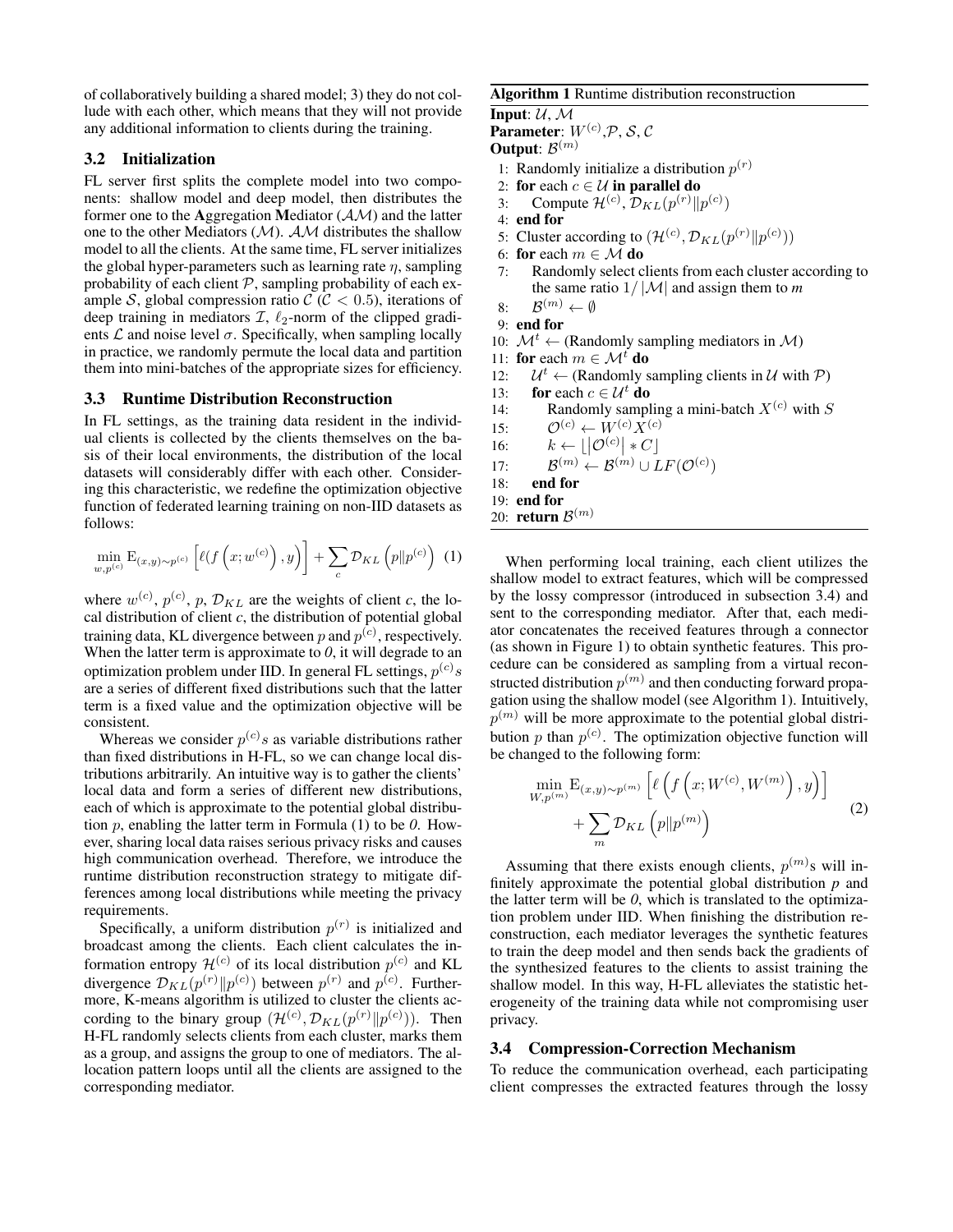of collaboratively building a shared model; 3) they do not collude with each other, which means that they will not provide any additional information to clients during the training.

### 3.2 Initialization

FL server first splits the complete model into two components: shallow model and deep model, then distributes the former one to the **A**ggregation **M**ediator ($\mathcal{AM}$) and the latter one to the other Mediators ($\mathcal{M}$). $\mathcal{AM}$ distributes the shallow model to all the clients. At the same time, FL server initializes the global hyper-parameters such as learning rate $\eta$, sampling probability of each client $\mathcal{P}$, sampling probability of each example $\mathcal{S}$, global compression ratio $\mathcal{C}$ ($\mathcal{C} < 0.5$), iterations of deep training in mediators $\mathcal{I}$, $\ell_2$-norm of the clipped gradients $\mathcal{L}$ and noise level $\sigma$. Specifically, when sampling locally in practice, we randomly permute the local data and partition them into mini-batches of the appropriate sizes for efficiency.

### 3.3 Runtime Distribution Reconstruction

In FL settings, as the training data resident in the individual clients is collected by the clients themselves on the basis of their local environments, the distribution of the local datasets will considerably differ with each other. Considering this characteristic, we redefine the optimization objective function of federated learning training on non-IID datasets as follows:

$$\min_{w,p^{(c)}} \mathrm{E}_{(x,y)\sim p^{(c)}} \left[\ell(f\left(x; w^{(c)}\right), y)\right] + \sum_{c} \mathcal{D}_{KL}\left(p \| p^{(c)}\right) \quad (1)$$

where $w^{(c)}$, $p^{(c)}$, $p$, $\mathcal{D}_{KL}$ are the weights of client $c$, the local distribution of client $c$, the distribution of potential global training data, KL divergence between $p$ and $p^{(c)}$, respectively. When the latter term is approximate to *0*, it will degrade to an optimization problem under IID. In general FL settings, $p^{(c)}s$ are a series of different fixed distributions such that the latter term is a fixed value and the optimization objective will be consistent.

Whereas we consider $p^{(c)}s$ as variable distributions rather than fixed distributions in H-FL, so we can change local distributions arbitrarily. An intuitive way is to gather the clients' local data and form a series of different new distributions, each of which is approximate to the potential global distribution $p$, enabling the latter term in Formula (1) to be *0*. However, sharing local data raises serious privacy risks and causes high communication overhead. Therefore, we introduce the runtime distribution reconstruction strategy to mitigate differences among local distributions while meeting the privacy requirements.

Specifically, a uniform distribution $p^{(r)}$ is initialized and broadcast among the clients. Each client calculates the information entropy $\mathcal{H}^{(c)}$ of its local distribution $p^{(c)}$ and KL divergence $\mathcal{D}_{KL}(p^{(r)} \| p^{(c)})$ between $p^{(r)}$ and $p^{(c)}$. Furthermore, K-means algorithm is utilized to cluster the clients according to the binary group $(\mathcal{H}^{(c)}, \mathcal{D}_{KL}(p^{(r)} \| p^{(c)}))$. Then H-FL randomly selects clients from each cluster, marks them as a group, and assigns the group to one of mediators. The allocation pattern loops until all the clients are assigned to the corresponding mediator.

---

**Algorithm 1** Runtime distribution reconstruction

**Input**: $\mathcal{U}$, $\mathcal{M}$
**Parameter**: $W^{(c)}$, $\mathcal{P}$, $\mathcal{S}$, $\mathcal{C}$
**Output**: $\mathcal{B}^{(m)}$

```
1: Randomly initialize a distribution p^(r)
2: for each c ∈ U in parallel do
3:     Compute H^(c), D_KL(p^(r) || p^(c))
4: end for
5: Cluster according to (H^(c), D_KL(p^(r) || p^(c)))
6: for each m ∈ M do
7:     Randomly select clients from each cluster according to
       the same ratio 1/|M| and assign them to m
8:     B^(m) ← ∅
9: end for
10: M^t ← (Randomly sampling mediators in M)
11: for each m ∈ M^t do
12:     U^t ← (Randomly sampling clients in U with P)
13:     for each c ∈ U^t do
14:         Randomly sampling a mini-batch X^(c) with S
15:         O^(c) ← W^(c) X^(c)
16:         k ← ⌊|O^(c)| * C⌋
17:         B^(m) ← B^(m) ∪ LF(O^(c))
18:     end for
19: end for
20: return B^(m)
```

---

When performing local training, each client utilizes the shallow model to extract features, which will be compressed by the lossy compressor (introduced in subsection 3.4) and sent to the corresponding mediator. After that, each mediator concatenates the received features through a connector (as shown in Figure 1) to obtain synthetic features. This procedure can be considered as sampling from a virtual reconstructed distribution $p^{(m)}$ and then conducting forward propagation using the shallow model (see Algorithm 1). Intuitively, $p^{(m)}$ will be more approximate to the potential global distribution $p$ than $p^{(c)}$. The optimization objective function will be changed to the following form:

$$\begin{aligned} \min_{W,p^{(m)}} \mathrm{E}_{(x,y)\sim p^{(m)}} \left[\ell\left(f\left(x; W^{(c)}, W^{(m)}\right), y\right)\right] \\ + \sum_{m} \mathcal{D}_{KL}\left(p \| p^{(m)}\right) \end{aligned} \quad (2)$$

Assuming that there exists enough clients, $p^{(m)}$s will infinitely approximate the potential global distribution *p* and the latter term will be *0*, which is translated to the optimization problem under IID. When finishing the distribution reconstruction, each mediator leverages the synthetic features to train the deep model and then sends back the gradients of the synthesized features to the clients to assist training the shallow model. In this way, H-FL alleviates the statistic heterogeneity of the training data while not compromising user privacy.

### 3.4 Compression-Correction Mechanism

To reduce the communication overhead, each participating client compresses the extracted features through the lossy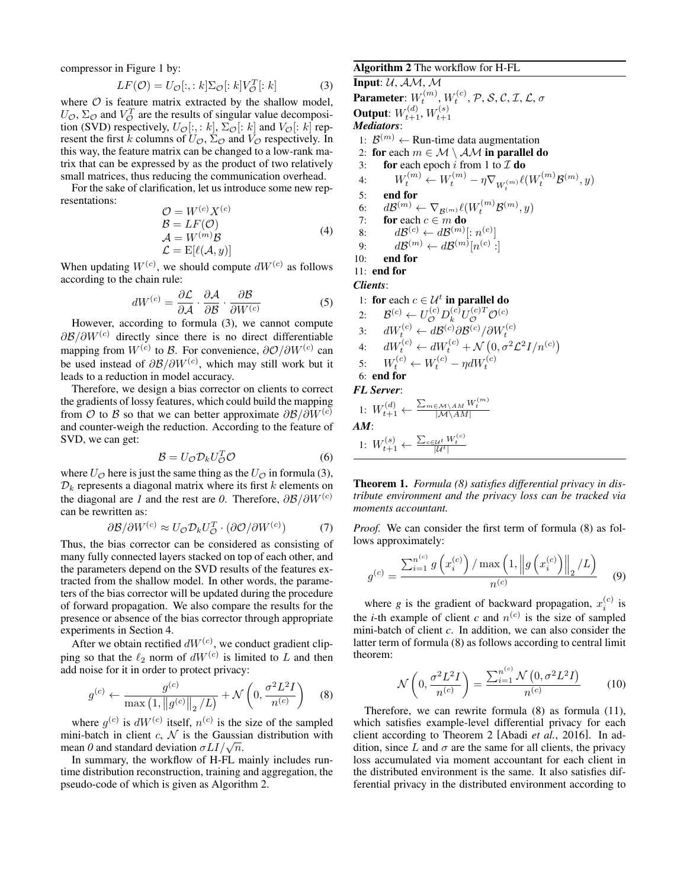compressor in Figure 1 by:

$$LF(\mathcal{O}) = U_{\mathcal{O}}[:,: k]\Sigma_{\mathcal{O}}[: k]V_{\mathcal{O}}^T[: k] \tag{3}$$

where $\mathcal{O}$ is feature matrix extracted by the shallow model, $U_{\mathcal{O}}$, $\Sigma_{\mathcal{O}}$ and $V_{\mathcal{O}}^T$ are the results of singular value decomposition (SVD) respectively, $U_{\mathcal{O}}[:,: k]$, $\Sigma_{\mathcal{O}}[: k]$ and $V_{\mathcal{O}}[: k]$ represent the first $k$ columns of $U_{\mathcal{O}}$, $\Sigma_{\mathcal{O}}$ and $V_{\mathcal{O}}$ respectively. In this way, the feature matrix can be changed to a low-rank matrix that can be expressed by as the product of two relatively small matrices, thus reducing the communication overhead.

For the sake of clarification, let us introduce some new representations:

$$\begin{aligned}
\mathcal{O} &= W^{(c)}X^{(c)} \\
\mathcal{B} &= LF(\mathcal{O}) \\
\mathcal{A} &= W^{(m)}\mathcal{B} \\
\mathcal{L} &= \mathrm{E}[\ell(\mathcal{A}, y)]
\end{aligned} \tag{4}$$

When updating $W^{(c)}$, we should compute $dW^{(c)}$ as follows according to the chain rule:

$$dW^{(c)} = \frac{\partial \mathcal{L}}{\partial \mathcal{A}} \cdot \frac{\partial \mathcal{A}}{\partial \mathcal{B}} \cdot \frac{\partial \mathcal{B}}{\partial W^{(c)}} \tag{5}$$

However, according to formula (3), we cannot compute $\partial\mathcal{B}/\partial W^{(c)}$ directly since there is no direct differentiable mapping from $W^{(c)}$ to $\mathcal{B}$. For convenience, $\partial\mathcal{O}/\partial W^{(c)}$ can be used instead of $\partial\mathcal{B}/\partial W^{(c)}$, which may still work but it leads to a reduction in model accuracy.

Therefore, we design a bias corrector on clients to correct the gradients of lossy features, which could build the mapping from $\mathcal{O}$ to $\mathcal{B}$ so that we can better approximate $\partial\mathcal{B}/\partial W^{(c)}$ and counter-weigh the reduction. According to the feature of SVD, we can get:

$$\mathcal{B} = U_{\mathcal{O}}\mathcal{D}_k U_{\mathcal{O}}^T \mathcal{O} \tag{6}$$

where $U_{\mathcal{O}}$ here is just the same thing as the $U_{\mathcal{O}}$ in formula (3), $\mathcal{D}_k$ represents a diagonal matrix where its first $k$ elements on the diagonal are *1* and the rest are *0*. Therefore, $\partial\mathcal{B}/\partial W^{(c)}$ can be rewritten as:

$$\partial\mathcal{B}/\partial W^{(c)} \approx U_{\mathcal{O}}\mathcal{D}_k U_{\mathcal{O}}^T \cdot (\partial\mathcal{O}/\partial W^{(c)}) \tag{7}$$

Thus, the bias corrector can be considered as consisting of many fully connected layers stacked on top of each other, and the parameters depend on the SVD results of the features extracted from the shallow model. In other words, the parameters of the bias corrector will be updated during the procedure of forward propagation. We also compare the results for the presence or absence of the bias corrector through appropriate experiments in Section 4.

After we obtain rectified $dW^{(c)}$, we conduct gradient clipping so that the $\ell_2$ norm of $dW^{(c)}$ is limited to $L$ and then add noise for it in order to protect privacy:

$$g^{(c)} \leftarrow \frac{g^{(c)}}{\max\left(1, \left\|g^{(c)}\right\|_2 / L\right)} + \mathcal{N}\left(0, \frac{\sigma^2 L^2 I}{n^{(c)}}\right) \tag{8}$$

where $g^{(c)}$ is $dW^{(c)}$ itself, $n^{(c)}$ is the size of the sampled mini-batch in client $c$, $\mathcal{N}$ is the Gaussian distribution with mean *0* and standard deviation $\sigma LI/\sqrt{n}$.

In summary, the workflow of H-FL mainly includes run-time distribution reconstruction, training and aggregation, the pseudo-code of which is given as Algorithm 2.

**Algorithm 2** The workflow for H-FL

**Input**: $\mathcal{U}, \mathcal{AM}, \mathcal{M}$
**Parameter**: $W_t^{(m)}, W_t^{(c)}, \mathcal{P}, \mathcal{S}, \mathcal{C}, \mathcal{I}, \mathcal{L}, \sigma$
**Output**: $W_{t+1}^{(d)}, W_{t+1}^{(s)}$

***Mediators***:

1: $\mathcal{B}^{(m)} \leftarrow$ Run-time data augmentation
2: **for** each $m \in \mathcal{M} \setminus \mathcal{AM}$ **in parallel do**
3: &nbsp;&nbsp;&nbsp;**for** each epoch $i$ from 1 to $\mathcal{I}$ **do**
4: &nbsp;&nbsp;&nbsp;&nbsp;&nbsp;&nbsp;$W_t^{(m)} \leftarrow W_t^{(m)} - \eta\nabla_{W_t^{(m)}}\ell(W_t^{(m)}\mathcal{B}^{(m)}, y)$
5: &nbsp;&nbsp;&nbsp;**end for**
6: &nbsp;&nbsp;&nbsp;$d\mathcal{B}^{(m)} \leftarrow \nabla_{\mathcal{B}^{(m)}}\ell(W_t^{(m)}\mathcal{B}^{(m)}, y)$
7: &nbsp;&nbsp;&nbsp;**for** each $c \in m$ **do**
8: &nbsp;&nbsp;&nbsp;&nbsp;&nbsp;&nbsp;$d\mathcal{B}^{(c)} \leftarrow d\mathcal{B}^{(m)}[: n^{(c)}]$
9: &nbsp;&nbsp;&nbsp;&nbsp;&nbsp;&nbsp;$d\mathcal{B}^{(m)} \leftarrow d\mathcal{B}^{(m)}[n^{(c)} :]$
10: &nbsp;&nbsp;**end for**
11: **end for**

***Clients***:

1: **for** each $c \in \mathcal{U}^t$ **in parallel do**
2: &nbsp;&nbsp;&nbsp;$\mathcal{B}^{(c)} \leftarrow U_{\mathcal{O}}^{(c)} D_k^{(c)} U_{\mathcal{O}}^{(c)T} \mathcal{O}^{(c)}$
3: &nbsp;&nbsp;&nbsp;$dW_t^{(c)} \leftarrow d\mathcal{B}^{(c)}\partial\mathcal{B}^{(c)}/\partial W_t^{(c)}$
4: &nbsp;&nbsp;&nbsp;$dW_t^{(c)} \leftarrow dW_t^{(c)} + \mathcal{N}\left(0, \sigma^2\mathcal{L}^2 I/n^{(c)}\right)$
5: &nbsp;&nbsp;&nbsp;$W_t^{(c)} \leftarrow W_t^{(c)} - \eta dW_t^{(c)}$
6: **end for**

***FL Server***:

1: $W_{t+1}^{(d)} \leftarrow \frac{\sum_{m \in \mathcal{M}\setminus AM} W_t^{(m)}}{|\mathcal{M}\setminus AM|}$

***AM***:

1: $W_{t+1}^{(s)} \leftarrow \frac{\sum_{c \in \mathcal{U}^t} W_t^{(c)}}{|\mathcal{U}^t|}$

**Theorem 1.** *Formula (8) satisfies differential privacy in distribute environment and the privacy loss can be tracked via moments accountant.*

*Proof.* We can consider the first term of formula (8) as follows approximately:

$$g^{(c)} = \frac{\sum_{i=1}^{n^{(c)}} g\left(x_i^{(c)}\right) / \max\left(1, \left\|g\left(x_i^{(c)}\right)\right\|_2 / L\right)}{n^{(c)}} \tag{9}$$

where *g* is the gradient of backward propagation, $x_i^{(c)}$ is the *i*-th example of client *c* and $n^{(c)}$ is the size of sampled mini-batch of client *c*. In addition, we can also consider the latter term of formula (8) as follows according to central limit theorem:

$$\mathcal{N}\left(0, \frac{\sigma^2 L^2 I}{n^{(c)}}\right) = \frac{\sum_{i=1}^{n^{(c)}} \mathcal{N}\left(0, \sigma^2 L^2 I\right)}{n^{(c)}} \tag{10}$$

Therefore, we can rewrite formula (8) as formula (11), which satisfies example-level differential privacy for each client according to Theorem 2 [Abadi *et al.*, 2016]. In addition, since $L$ and $\sigma$ are the same for all clients, the privacy loss accumulated via moment accountant for each client in the distributed environment is the same. It also satisfies differential privacy in the distributed environment according to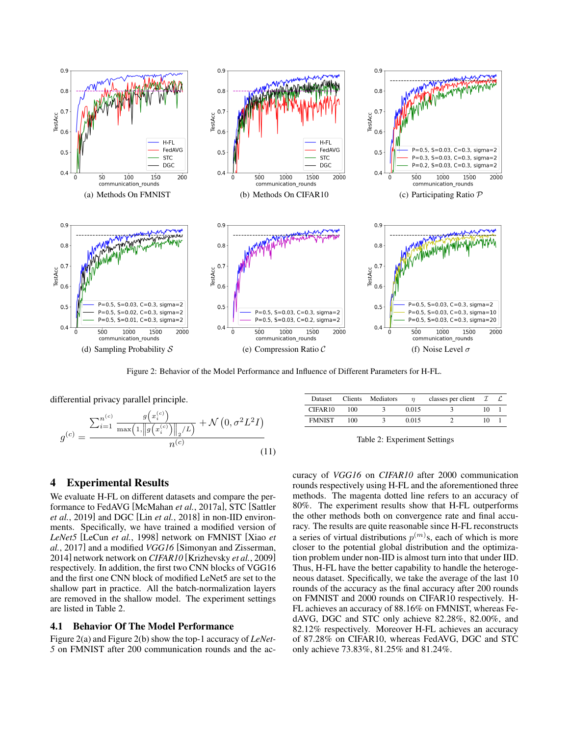(a) Methods On FMNIST

(b) Methods On CIFAR10

(c) Participating Ratio $\mathcal{P}$

(d) Sampling Probability $\mathcal{S}$

(e) Compression Ratio $\mathcal{C}$

(f) Noise Level $\sigma$

Figure 2: Behavior of the Model Performance and Influence of Different Parameters for H-FL.

differential privacy parallel principle.

$$g^{(c)} = \frac{\sum_{i=1}^{n^{(c)}} \frac{g\left(x_i^{(c)}\right)}{\max\left(1, \left\| g\left(x_i^{(c)}\right)\right\|_2 / L\right)} + \mathcal{N}\left(0, \sigma^2 L^2 I\right)}{n^{(c)}} \tag{11}$$

| Dataset | Clients | Mediators | $\eta$ | classes per client | $\mathcal{I}$ | $\mathcal{L}$ |
|---|---|---|---|---|---|---|
| CIFAR10 | 100 | 3 | 0.015 | 3 | 10 | 1 |
| FMNIST | 100 | 3 | 0.015 | 2 | 10 | 1 |

Table 2: Experiment Settings

## 4 Experimental Results

We evaluate H-FL on different datasets and compare the performance to FedAVG [McMahan *et al.*, 2017a], STC [Sattler *et al.*, 2019] and DGC [Lin *et al.*, 2018] in non-IID environments. Specifically, we have trained a modified version of *LeNet5* [LeCun *et al.*, 1998] network on FMNIST [Xiao *et al.*, 2017] and a modified *VGG16* [Simonyan and Zisserman, 2014] network network on *CIFAR10* [Krizhevsky *et al.*, 2009] respectively. In addition, the first two CNN blocks of VGG16 and the first one CNN block of modified LeNet5 are set to the shallow part in practice. All the batch-normalization layers are removed in the shallow model. The experiment settings are listed in Table 2.

### 4.1 Behavior Of The Model Performance

Figure 2(a) and Figure 2(b) show the top-1 accuracy of *LeNet-5* on FMNIST after 200 communication rounds and the accuracy of *VGG16* on *CIFAR10* after 2000 communication rounds respectively using H-FL and the aforementioned three methods. The magenta dotted line refers to an accuracy of 80%. The experiment results show that H-FL outperforms the other methods both on convergence rate and final accuracy. The results are quite reasonable since H-FL reconstructs a series of virtual distributions $p^{(m)}$s, each of which is more closer to the potential global distribution and the optimization problem under non-IID is almost turn into that under IID. Thus, H-FL have the better capability to handle the heterogeneous dataset. Specifically, we take the average of the last 10 rounds of the accuracy as the final accuracy after 200 rounds on FMNIST and 2000 rounds on CIFAR10 respectively. H-FL achieves an accuracy of 88.16% on FMNIST, whereas FedAVG, DGC and STC only achieve 82.28%, 82.00%, and 82.12% respectively. Moreover H-FL achieves an accuracy of 87.28% on CIFAR10, whereas FedAVG, DGC and STC only achieve 73.83%, 81.25% and 81.24%.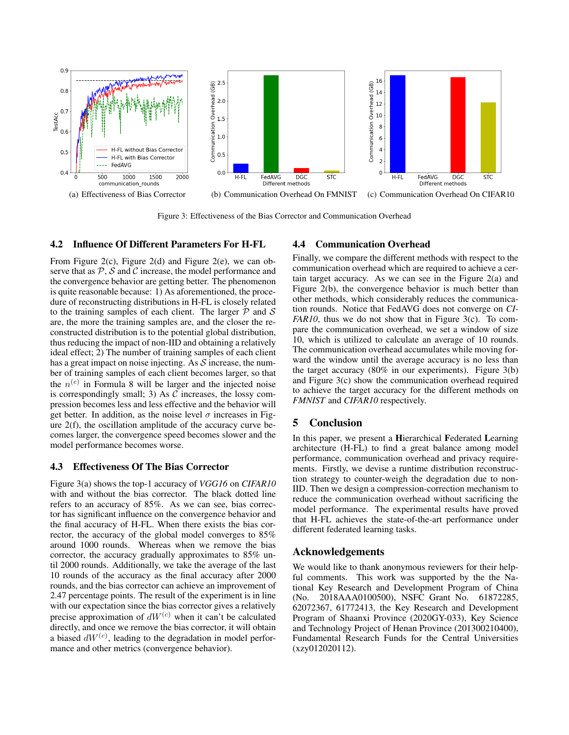(a) Effectiveness of Bias Corrector (b) Communication Overhead On FMNIST (c) Communication Overhead On CIFAR10

Figure 3: Effectiveness of the Bias Corrector and Communication Overhead

### 4.2 Influence Of Different Parameters For H-FL

From Figure 2(c), Figure 2(d) and Figure 2(e), we can observe that as $\mathcal{P}$, $\mathcal{S}$ and $\mathcal{C}$ increase, the model performance and the convergence behavior are getting better. The phenomenon is quite reasonable because: 1) As aforementioned, the procedure of reconstructing distributions in H-FL is closely related to the training samples of each client. The larger $\mathcal{P}$ and $\mathcal{S}$ are, the more the training samples are, and the closer the reconstructed distribution is to the potential global distribution, thus reducing the impact of non-IID and obtaining a relatively ideal effect; 2) The number of training samples of each client has a great impact on noise injecting. As $\mathcal{S}$ increase, the number of training samples of each client becomes larger, so that the $n^{(c)}$ in Formula 8 will be larger and the injected noise is correspondingly small; 3) As $\mathcal{C}$ increases, the lossy compression becomes less and less effective and the behavior will get better. In addition, as the noise level $\sigma$ increases in Figure 2(f), the oscillation amplitude of the accuracy curve becomes larger, the convergence speed becomes slower and the model performance becomes worse.

### 4.3 Effectiveness Of The Bias Corrector

Figure 3(a) shows the top-1 accuracy of *VGG16* on *CIFAR10* with and without the bias corrector. The black dotted line refers to an accuracy of 85%. As we can see, bias corrector has significant influence on the convergence behavior and the final accuracy of H-FL. When there exists the bias corrector, the accuracy of the global model converges to 85% around 1000 rounds. Whereas when we remove the bias corrector, the accuracy gradually approximates to 85% until 2000 rounds. Additionally, we take the average of the last 10 rounds of the accuracy as the final accuracy after 2000 rounds, and the bias corrector can achieve an improvement of 2.47 percentage points. The result of the experiment is in line with our expectation since the bias corrector gives a relatively precise approximation of $dW^{(c)}$ when it can't be calculated directly, and once we remove the bias corrector, it will obtain a biased $dW^{(c)}$, leading to the degradation in model performance and other metrics (convergence behavior).

### 4.4 Communication Overhead

Finally, we compare the different methods with respect to the communication overhead which are required to achieve a certain target accuracy. As we can see in the Figure 2(a) and Figure 2(b), the convergence behavior is much better than other methods, which considerably reduces the communication rounds. Notice that FedAVG does not converge on *CIFAR10*, thus we do not show that in Figure 3(c). To compare the communication overhead, we set a window of size 10, which is utilized to calculate an average of 10 rounds. The communication overhead accumulates while moving forward the window until the average accuracy is no less than the target accuracy (80% in our experiments). Figure 3(b) and Figure 3(c) show the communication overhead required to achieve the target accuracy for the different methods on *FMNIST* and *CIFAR10* respectively.

## 5 Conclusion

In this paper, we present a **H**ierarchical **F**ederated **L**earning architecture (H-FL) to find a great balance among model performance, communication overhead and privacy requirements. Firstly, we devise a runtime distribution reconstruction strategy to counter-weigh the degradation due to non-IID. Then we design a compression-correction mechanism to reduce the communication overhead without sacrificing the model performance. The experimental results have proved that H-FL achieves the state-of-the-art performance under different federated learning tasks.

## Acknowledgements

We would like to thank anonymous reviewers for their helpful comments. This work was supported by the the National Key Research and Development Program of China (No. 2018AAA0100500), NSFC Grant No. 61872285, 62072367, 61772413, the Key Research and Development Program of Shaanxi Province (2020GY-033), Key Science and Technology Project of Henan Province (201300210400), Fundamental Research Funds for the Central Universities (xzy012020112).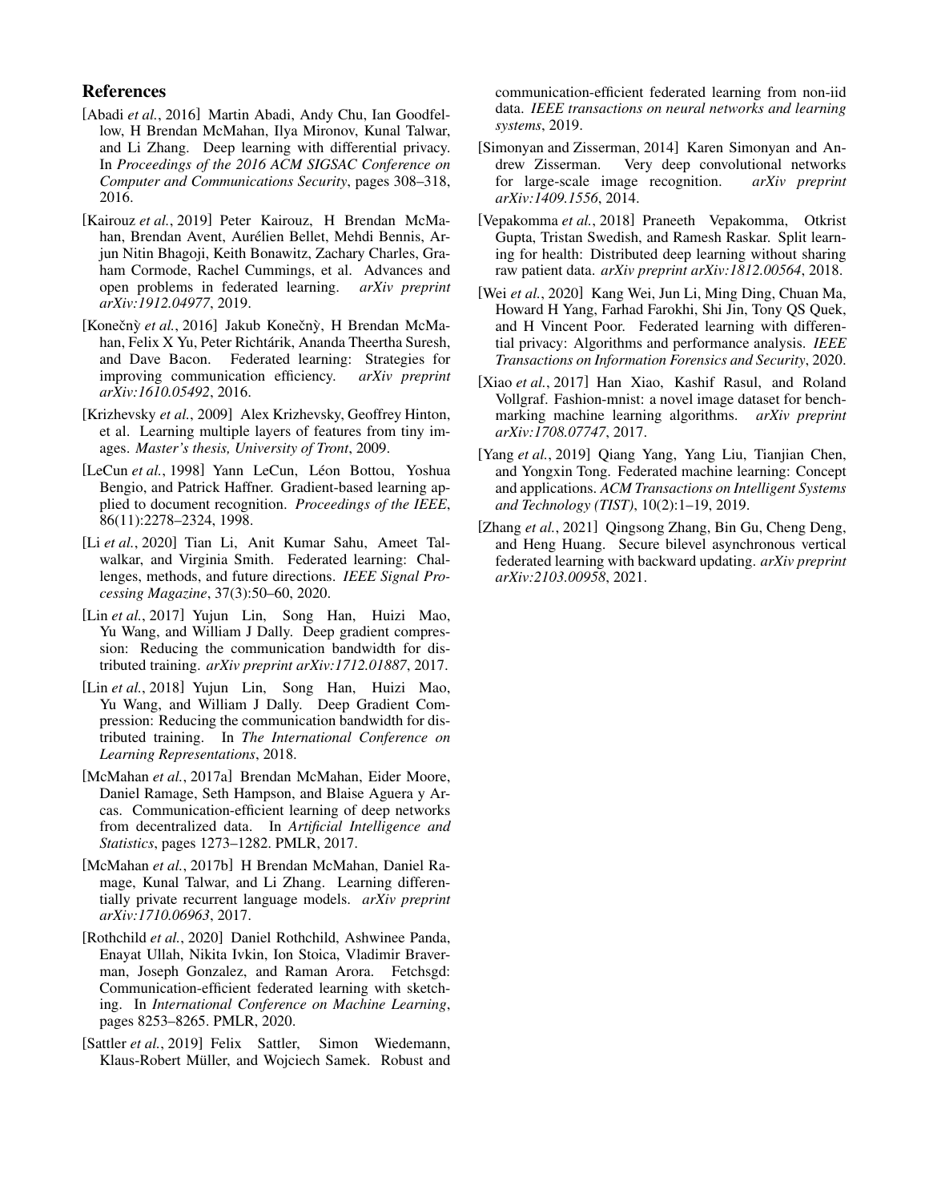## References

[Abadi *et al.*, 2016] Martin Abadi, Andy Chu, Ian Goodfellow, H Brendan McMahan, Ilya Mironov, Kunal Talwar, and Li Zhang. Deep learning with differential privacy. In *Proceedings of the 2016 ACM SIGSAC Conference on Computer and Communications Security*, pages 308–318, 2016.

[Kairouz *et al.*, 2019] Peter Kairouz, H Brendan McMahan, Brendan Avent, Aurélien Bellet, Mehdi Bennis, Arjun Nitin Bhagoji, Keith Bonawitz, Zachary Charles, Graham Cormode, Rachel Cummings, et al. Advances and open problems in federated learning. *arXiv preprint arXiv:1912.04977*, 2019.

[Konečnỳ *et al.*, 2016] Jakub Konečnỳ, H Brendan McMahan, Felix X Yu, Peter Richtárik, Ananda Theertha Suresh, and Dave Bacon. Federated learning: Strategies for improving communication efficiency. *arXiv preprint arXiv:1610.05492*, 2016.

[Krizhevsky *et al.*, 2009] Alex Krizhevsky, Geoffrey Hinton, et al. Learning multiple layers of features from tiny images. *Master's thesis, University of Tront*, 2009.

[LeCun *et al.*, 1998] Yann LeCun, Léon Bottou, Yoshua Bengio, and Patrick Haffner. Gradient-based learning applied to document recognition. *Proceedings of the IEEE*, 86(11):2278–2324, 1998.

[Li *et al.*, 2020] Tian Li, Anit Kumar Sahu, Ameet Talwalkar, and Virginia Smith. Federated learning: Challenges, methods, and future directions. *IEEE Signal Processing Magazine*, 37(3):50–60, 2020.

[Lin *et al.*, 2017] Yujun Lin, Song Han, Huizi Mao, Yu Wang, and William J Dally. Deep gradient compression: Reducing the communication bandwidth for distributed training. *arXiv preprint arXiv:1712.01887*, 2017.

[Lin *et al.*, 2018] Yujun Lin, Song Han, Huizi Mao, Yu Wang, and William J Dally. Deep Gradient Compression: Reducing the communication bandwidth for distributed training. In *The International Conference on Learning Representations*, 2018.

[McMahan *et al.*, 2017a] Brendan McMahan, Eider Moore, Daniel Ramage, Seth Hampson, and Blaise Aguera y Arcas. Communication-efficient learning of deep networks from decentralized data. In *Artificial Intelligence and Statistics*, pages 1273–1282. PMLR, 2017.

[McMahan *et al.*, 2017b] H Brendan McMahan, Daniel Ramage, Kunal Talwar, and Li Zhang. Learning differentially private recurrent language models. *arXiv preprint arXiv:1710.06963*, 2017.

[Rothchild *et al.*, 2020] Daniel Rothchild, Ashwinee Panda, Enayat Ullah, Nikita Ivkin, Ion Stoica, Vladimir Braverman, Joseph Gonzalez, and Raman Arora. Fetchsgd: Communication-efficient federated learning with sketching. In *International Conference on Machine Learning*, pages 8253–8265. PMLR, 2020.

[Sattler *et al.*, 2019] Felix Sattler, Simon Wiedemann, Klaus-Robert Müller, and Wojciech Samek. Robust and communication-efficient federated learning from non-iid data. *IEEE transactions on neural networks and learning systems*, 2019.

[Simonyan and Zisserman, 2014] Karen Simonyan and Andrew Zisserman. Very deep convolutional networks for large-scale image recognition. *arXiv preprint arXiv:1409.1556*, 2014.

[Vepakomma *et al.*, 2018] Praneeth Vepakomma, Otkrist Gupta, Tristan Swedish, and Ramesh Raskar. Split learning for health: Distributed deep learning without sharing raw patient data. *arXiv preprint arXiv:1812.00564*, 2018.

[Wei *et al.*, 2020] Kang Wei, Jun Li, Ming Ding, Chuan Ma, Howard H Yang, Farhad Farokhi, Shi Jin, Tony QS Quek, and H Vincent Poor. Federated learning with differential privacy: Algorithms and performance analysis. *IEEE Transactions on Information Forensics and Security*, 2020.

[Xiao *et al.*, 2017] Han Xiao, Kashif Rasul, and Roland Vollgraf. Fashion-mnist: a novel image dataset for benchmarking machine learning algorithms. *arXiv preprint arXiv:1708.07747*, 2017.

[Yang *et al.*, 2019] Qiang Yang, Yang Liu, Tianjian Chen, and Yongxin Tong. Federated machine learning: Concept and applications. *ACM Transactions on Intelligent Systems and Technology (TIST)*, 10(2):1–19, 2019.

[Zhang *et al.*, 2021] Qingsong Zhang, Bin Gu, Cheng Deng, and Heng Huang. Secure bilevel asynchronous vertical federated learning with backward updating. *arXiv preprint arXiv:2103.00958*, 2021.